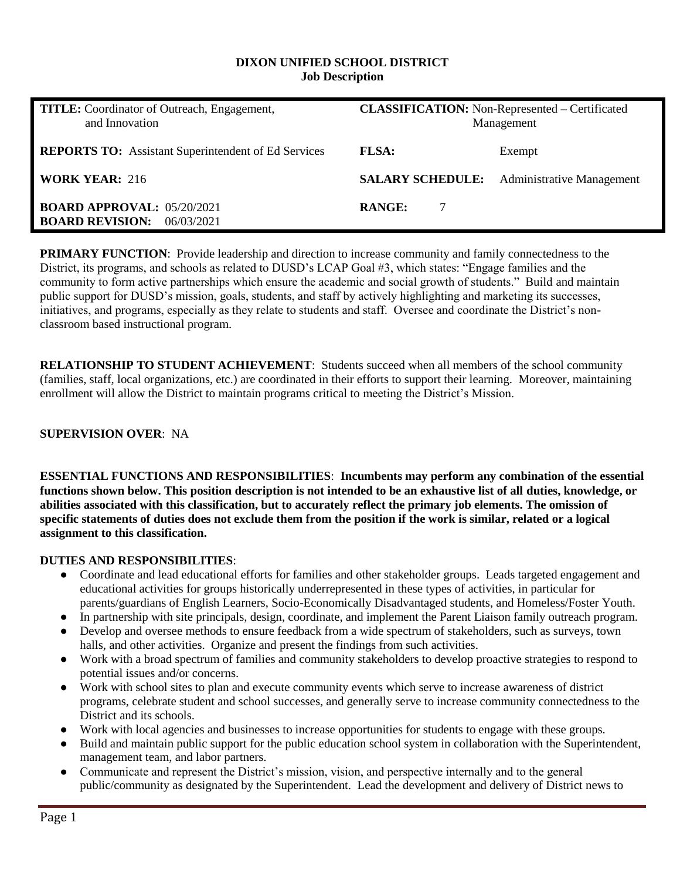# DIXON UNIFIED SCHOOL DISTRICT
## Job Description

| | |
|---|---|
| **TITLE:** Coordinator of Outreach, Engagement, and Innovation | **CLASSIFICATION:** Non-Represented – Certificated Management |
| **REPORTS TO:** Assistant Superintendent of Ed Services | **FLSA:** Exempt |
| **WORK YEAR:** 216 | **SALARY SCHEDULE:** Administrative Management |
| **BOARD APPROVAL:** 05/20/2021 **BOARD REVISION:** 06/03/2021 | **RANGE:** 7 |

**PRIMARY FUNCTION**: Provide leadership and direction to increase community and family connectedness to the District, its programs, and schools as related to DUSD's LCAP Goal #3, which states: "Engage families and the community to form active partnerships which ensure the academic and social growth of students." Build and maintain public support for DUSD's mission, goals, students, and staff by actively highlighting and marketing its successes, initiatives, and programs, especially as they relate to students and staff. Oversee and coordinate the District's non-classroom based instructional program.

**RELATIONSHIP TO STUDENT ACHIEVEMENT**: Students succeed when all members of the school community (families, staff, local organizations, etc.) are coordinated in their efforts to support their learning. Moreover, maintaining enrollment will allow the District to maintain programs critical to meeting the District's Mission.

**SUPERVISION OVER**: NA

**ESSENTIAL FUNCTIONS AND RESPONSIBILITIES**: **Incumbents may perform any combination of the essential functions shown below. This position description is not intended to be an exhaustive list of all duties, knowledge, or abilities associated with this classification, but to accurately reflect the primary job elements. The omission of specific statements of duties does not exclude them from the position if the work is similar, related or a logical assignment to this classification.**

**DUTIES AND RESPONSIBILITIES**:

- Coordinate and lead educational efforts for families and other stakeholder groups. Leads targeted engagement and educational activities for groups historically underrepresented in these types of activities, in particular for parents/guardians of English Learners, Socio-Economically Disadvantaged students, and Homeless/Foster Youth.
- In partnership with site principals, design, coordinate, and implement the Parent Liaison family outreach program.
- Develop and oversee methods to ensure feedback from a wide spectrum of stakeholders, such as surveys, town halls, and other activities. Organize and present the findings from such activities.
- Work with a broad spectrum of families and community stakeholders to develop proactive strategies to respond to potential issues and/or concerns.
- Work with school sites to plan and execute community events which serve to increase awareness of district programs, celebrate student and school successes, and generally serve to increase community connectedness to the District and its schools.
- Work with local agencies and businesses to increase opportunities for students to engage with these groups.
- Build and maintain public support for the public education school system in collaboration with the Superintendent, management team, and labor partners.
- Communicate and represent the District's mission, vision, and perspective internally and to the general public/community as designated by the Superintendent. Lead the development and delivery of District news to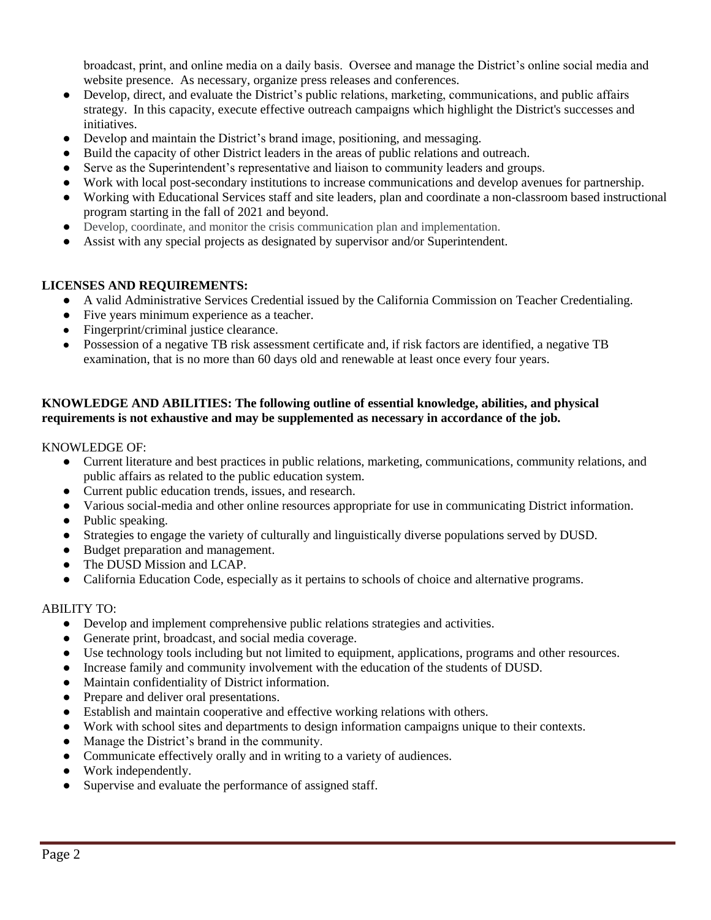broadcast, print, and online media on a daily basis. Oversee and manage the District's online social media and website presence. As necessary, organize press releases and conferences.

- Develop, direct, and evaluate the District's public relations, marketing, communications, and public affairs strategy. In this capacity, execute effective outreach campaigns which highlight the District's successes and initiatives.
- Develop and maintain the District's brand image, positioning, and messaging.
- Build the capacity of other District leaders in the areas of public relations and outreach.
- Serve as the Superintendent's representative and liaison to community leaders and groups.
- Work with local post-secondary institutions to increase communications and develop avenues for partnership.
- Working with Educational Services staff and site leaders, plan and coordinate a non-classroom based instructional program starting in the fall of 2021 and beyond.
- Develop, coordinate, and monitor the crisis communication plan and implementation.
- Assist with any special projects as designated by supervisor and/or Superintendent.

**LICENSES AND REQUIREMENTS:**

- A valid Administrative Services Credential issued by the California Commission on Teacher Credentialing.
- Five years minimum experience as a teacher.
- Fingerprint/criminal justice clearance.
- Possession of a negative TB risk assessment certificate and, if risk factors are identified, a negative TB examination, that is no more than 60 days old and renewable at least once every four years.

**KNOWLEDGE AND ABILITIES: The following outline of essential knowledge, abilities, and physical requirements is not exhaustive and may be supplemented as necessary in accordance of the job.**

KNOWLEDGE OF:

- Current literature and best practices in public relations, marketing, communications, community relations, and public affairs as related to the public education system.
- Current public education trends, issues, and research.
- Various social-media and other online resources appropriate for use in communicating District information.
- Public speaking.
- Strategies to engage the variety of culturally and linguistically diverse populations served by DUSD.
- Budget preparation and management.
- The DUSD Mission and LCAP.
- California Education Code, especially as it pertains to schools of choice and alternative programs.

ABILITY TO:

- Develop and implement comprehensive public relations strategies and activities.
- Generate print, broadcast, and social media coverage.
- Use technology tools including but not limited to equipment, applications, programs and other resources.
- Increase family and community involvement with the education of the students of DUSD.
- Maintain confidentiality of District information.
- Prepare and deliver oral presentations.
- Establish and maintain cooperative and effective working relations with others.
- Work with school sites and departments to design information campaigns unique to their contexts.
- Manage the District's brand in the community.
- Communicate effectively orally and in writing to a variety of audiences.
- Work independently.
- Supervise and evaluate the performance of assigned staff.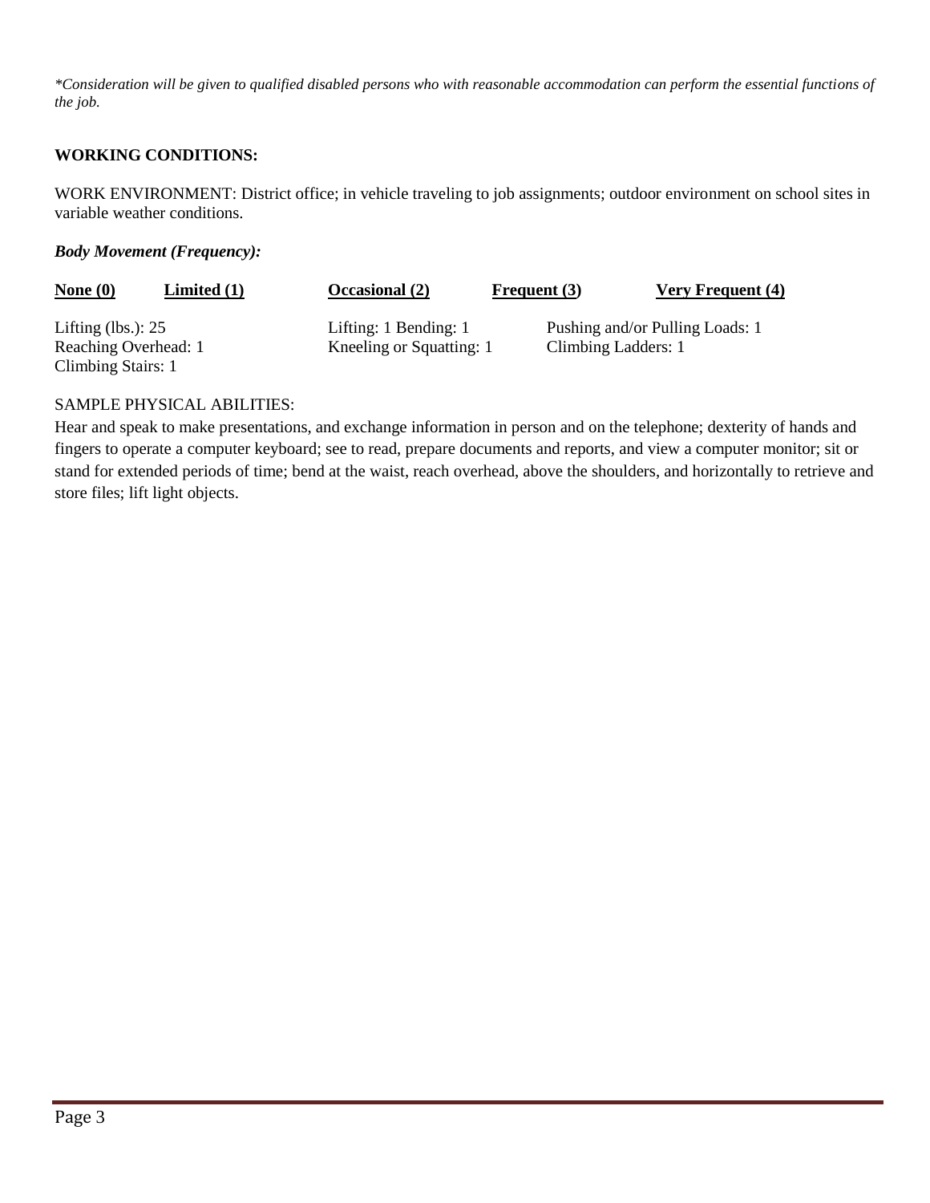*\*Consideration will be given to qualified disabled persons who with reasonable accommodation can perform the essential functions of the job.*

**WORKING CONDITIONS:**

WORK ENVIRONMENT: District office; in vehicle traveling to job assignments; outdoor environment on school sites in variable weather conditions.

***Body Movement (Frequency):***

| **None (0)** | **Limited (1)** | **Occasional (2)** | **Frequent (3)** | **Very Frequent (4)** |
|---|---|---|---|---|
| Lifting (lbs.): 25 | | Lifting: 1 Bending: 1 | Pushing and/or Pulling Loads: 1 | |
| Reaching Overhead: 1 | | Kneeling or Squatting: 1 | Climbing Ladders: 1 | |
| Climbing Stairs: 1 | | | | |

SAMPLE PHYSICAL ABILITIES:

Hear and speak to make presentations, and exchange information in person and on the telephone; dexterity of hands and fingers to operate a computer keyboard; see to read, prepare documents and reports, and view a computer monitor; sit or stand for extended periods of time; bend at the waist, reach overhead, above the shoulders, and horizontally to retrieve and store files; lift light objects.